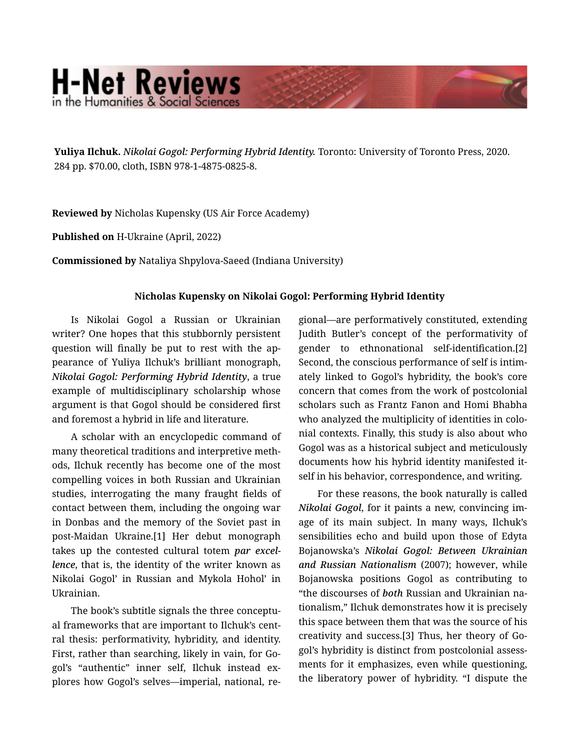**Yuliya Ilchuk.** *Nikolai Gogol: Performing Hybrid Identity.* Toronto: University of Toronto Press, 2020. 284 pp. $70.00, cloth, ISBN 978-1-4875-0825-8.

**Reviewed by** Nicholas Kupensky (US Air Force Academy)

**Published on** H-Ukraine (April, 2022)

**Commissioned by** Nataliya Shpylova-Saeed (Indiana University)

### Nicholas Kupensky on Nikolai Gogol: Performing Hybrid Identity

Is Nikolai Gogol a Russian or Ukrainian writer? One hopes that this stubbornly persistent question will finally be put to rest with the appearance of Yuliya Ilchuk's brilliant monograph, *Nikolai Gogol: Performing Hybrid Identity*, a true example of multidisciplinary scholarship whose argument is that Gogol should be considered first and foremost a hybrid in life and literature.

A scholar with an encyclopedic command of many theoretical traditions and interpretive methods, Ilchuk recently has become one of the most compelling voices in both Russian and Ukrainian studies, interrogating the many fraught fields of contact between them, including the ongoing war in Donbas and the memory of the Soviet past in post-Maidan Ukraine.[1] Her debut monograph takes up the contested cultural totem *par excellence*, that is, the identity of the writer known as Nikolai Gogol' in Russian and Mykola Hohol' in Ukrainian.

The book's subtitle signals the three conceptual frameworks that are important to Ilchuk's central thesis: performativity, hybridity, and identity. First, rather than searching, likely in vain, for Gogol's "authentic" inner self, Ilchuk instead explores how Gogol's selves—imperial, national, regional—are performatively constituted, extending Judith Butler's concept of the performativity of gender to ethnonational self-identification.[2] Second, the conscious performance of self is intimately linked to Gogol's hybridity, the book's core concern that comes from the work of postcolonial scholars such as Frantz Fanon and Homi Bhabha who analyzed the multiplicity of identities in colonial contexts. Finally, this study is also about who Gogol was as a historical subject and meticulously documents how his hybrid identity manifested itself in his behavior, correspondence, and writing.

For these reasons, the book naturally is called *Nikolai Gogol*, for it paints a new, convincing image of its main subject. In many ways, Ilchuk's sensibilities echo and build upon those of Edyta Bojanowska's ***Nikolai Gogol: Between Ukrainian and Russian Nationalism*** (2007); however, while Bojanowska positions Gogol as contributing to "the discourses of ***both*** Russian and Ukrainian nationalism," Ilchuk demonstrates how it is precisely this space between them that was the source of his creativity and success.[3] Thus, her theory of Gogol's hybridity is distinct from postcolonial assessments for it emphasizes, even while questioning, the liberatory power of hybridity. "I dispute the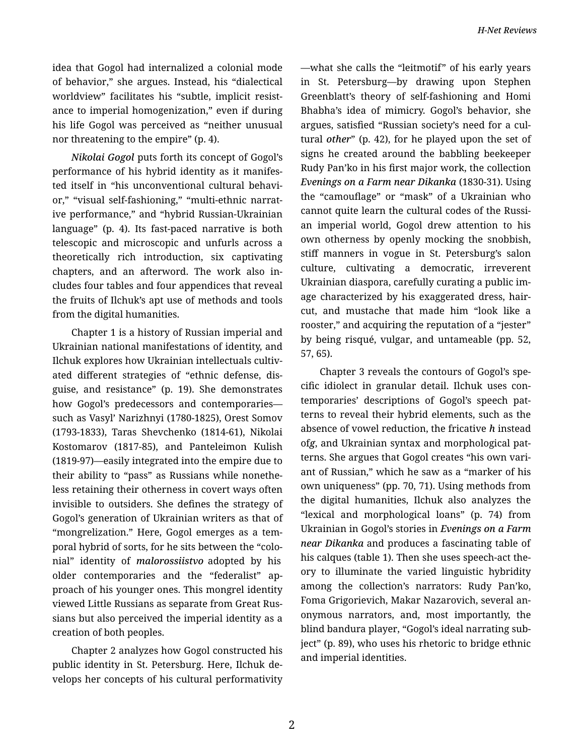idea that Gogol had internalized a colonial mode of behavior," she argues. Instead, his "dialectical worldview" facilitates his "subtle, implicit resistance to imperial homogenization," even if during his life Gogol was perceived as "neither unusual nor threatening to the empire" (p. 4).

*Nikolai Gogol* puts forth its concept of Gogol's performance of his hybrid identity as it manifested itself in "his unconventional cultural behavior," "visual self-fashioning," "multi-ethnic narrative performance," and "hybrid Russian-Ukrainian language" (p. 4). Its fast-paced narrative is both telescopic and microscopic and unfurls across a theoretically rich introduction, six captivating chapters, and an afterword. The work also includes four tables and four appendices that reveal the fruits of Ilchuk's apt use of methods and tools from the digital humanities.

Chapter 1 is a history of Russian imperial and Ukrainian national manifestations of identity, and Ilchuk explores how Ukrainian intellectuals cultivated different strategies of "ethnic defense, disguise, and resistance" (p. 19). She demonstrates how Gogol's predecessors and contemporaries—such as Vasyl' Narizhnyi (1780-1825), Orest Somov (1793-1833), Taras Shevchenko (1814-61), Nikolai Kostomarov (1817-85), and Panteleimon Kulish (1819-97)—easily integrated into the empire due to their ability to "pass" as Russians while nonetheless retaining their otherness in covert ways often invisible to outsiders. She defines the strategy of Gogol's generation of Ukrainian writers as that of "mongrelization." Here, Gogol emerges as a temporal hybrid of sorts, for he sits between the "colonial" identity of *malorossiistvo* adopted by his older contemporaries and the "federalist" approach of his younger ones. This mongrel identity viewed Little Russians as separate from Great Russians but also perceived the imperial identity as a creation of both peoples.

Chapter 2 analyzes how Gogol constructed his public identity in St. Petersburg. Here, Ilchuk develops her concepts of his cultural performativity—what she calls the "leitmotif" of his early years in St. Petersburg—by drawing upon Stephen Greenblatt's theory of self-fashioning and Homi Bhabha's idea of mimicry. Gogol's behavior, she argues, satisfied "Russian society's need for a cultural *other*" (p. 42), for he played upon the set of signs he created around the babbling beekeeper Rudy Pan'ko in his first major work, the collection *Evenings on a Farm near Dikanka* (1830-31). Using the "camouflage" or "mask" of a Ukrainian who cannot quite learn the cultural codes of the Russian imperial world, Gogol drew attention to his own otherness by openly mocking the snobbish, stiff manners in vogue in St. Petersburg's salon culture, cultivating a democratic, irreverent Ukrainian diaspora, carefully curating a public image characterized by his exaggerated dress, haircut, and mustache that made him "look like a rooster," and acquiring the reputation of a "jester" by being risqué, vulgar, and untameable (pp. 52, 57, 65).

Chapter 3 reveals the contours of Gogol's specific idiolect in granular detail. Ilchuk uses contemporaries' descriptions of Gogol's speech patterns to reveal their hybrid elements, such as the absence of vowel reduction, the fricative ***h*** instead of***g***, and Ukrainian syntax and morphological patterns. She argues that Gogol creates "his own variant of Russian," which he saw as a "marker of his own uniqueness" (pp. 70, 71). Using methods from the digital humanities, Ilchuk also analyzes the "lexical and morphological loans" (p. 74) from Ukrainian in Gogol's stories in *Evenings on a Farm near Dikanka* and produces a fascinating table of his calques (table 1). Then she uses speech-act theory to illuminate the varied linguistic hybridity among the collection's narrators: Rudy Pan'ko, Foma Grigorievich, Makar Nazarovich, several anonymous narrators, and, most importantly, the blind bandura player, "Gogol's ideal narrating subject" (p. 89), who uses his rhetoric to bridge ethnic and imperial identities.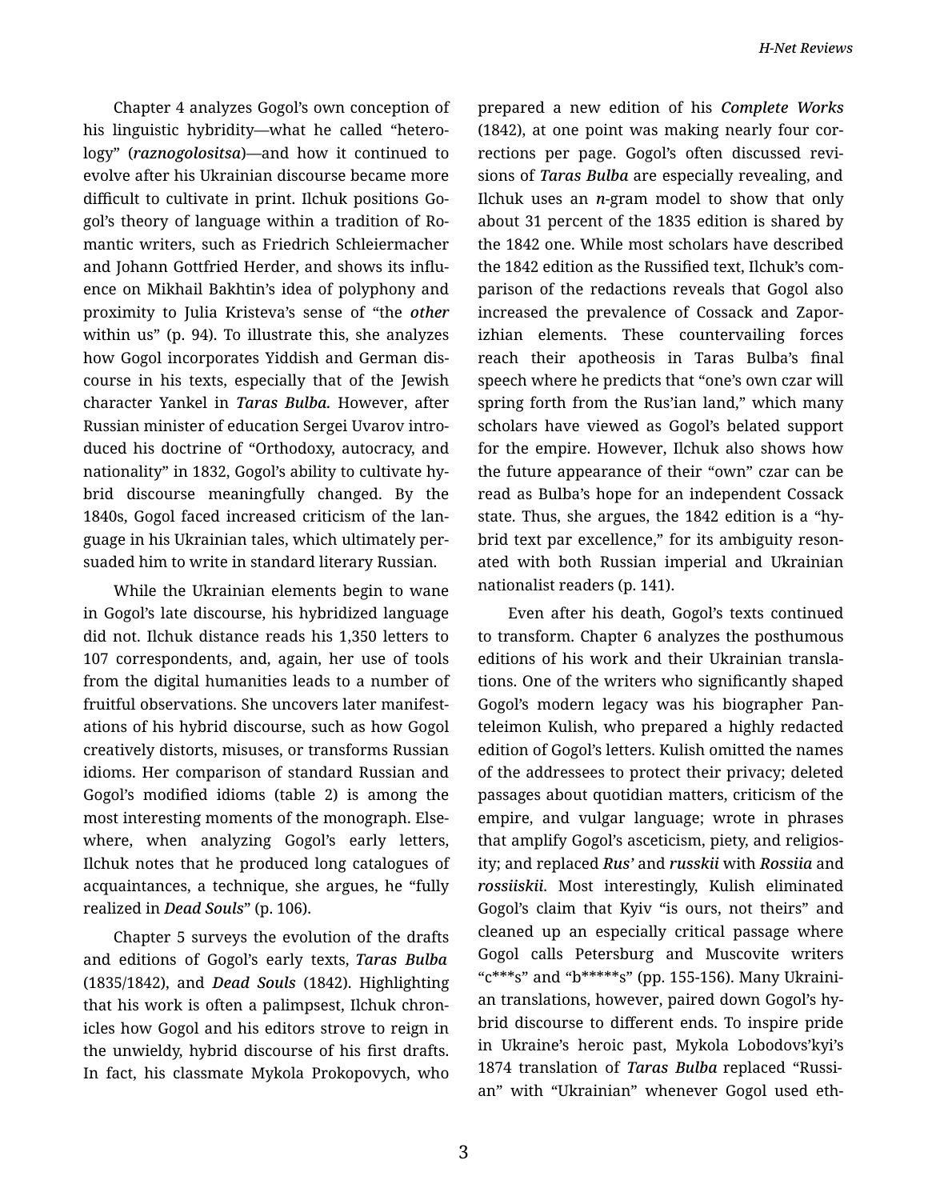Chapter 4 analyzes Gogol's own conception of his linguistic hybridity—what he called "heterology" (*raznogolositsa*)—and how it continued to evolve after his Ukrainian discourse became more difficult to cultivate in print. Ilchuk positions Gogol's theory of language within a tradition of Romantic writers, such as Friedrich Schleiermacher and Johann Gottfried Herder, and shows its influence on Mikhail Bakhtin's idea of polyphony and proximity to Julia Kristeva's sense of "the *other* within us" (p. 94). To illustrate this, she analyzes how Gogol incorporates Yiddish and German discourse in his texts, especially that of the Jewish character Yankel in *Taras Bulba.* However, after Russian minister of education Sergei Uvarov introduced his doctrine of "Orthodoxy, autocracy, and nationality" in 1832, Gogol's ability to cultivate hybrid discourse meaningfully changed. By the 1840s, Gogol faced increased criticism of the language in his Ukrainian tales, which ultimately persuaded him to write in standard literary Russian.

While the Ukrainian elements begin to wane in Gogol's late discourse, his hybridized language did not. Ilchuk distance reads his 1,350 letters to 107 correspondents, and, again, her use of tools from the digital humanities leads to a number of fruitful observations. She uncovers later manifestations of his hybrid discourse, such as how Gogol creatively distorts, misuses, or transforms Russian idioms. Her comparison of standard Russian and Gogol's modified idioms (table 2) is among the most interesting moments of the monograph. Elsewhere, when analyzing Gogol's early letters, Ilchuk notes that he produced long catalogues of acquaintances, a technique, she argues, he "fully realized in *Dead Souls*" (p. 106).

Chapter 5 surveys the evolution of the drafts and editions of Gogol's early texts, ***Taras Bulba*** (1835/1842), and *Dead Souls* (1842). Highlighting that his work is often a palimpsest, Ilchuk chronicles how Gogol and his editors strove to reign in the unwieldy, hybrid discourse of his first drafts. In fact, his classmate Mykola Prokopovych, who prepared a new edition of his ***Complete Works*** (1842), at one point was making nearly four corrections per page. Gogol's often discussed revisions of ***Taras Bulba*** are especially revealing, and Ilchuk uses an ***n***-gram model to show that only about 31 percent of the 1835 edition is shared by the 1842 one. While most scholars have described the 1842 edition as the Russified text, Ilchuk's comparison of the redactions reveals that Gogol also increased the prevalence of Cossack and Zaporizhian elements. These countervailing forces reach their apotheosis in Taras Bulba's final speech where he predicts that "one's own czar will spring forth from the Rus'ian land," which many scholars have viewed as Gogol's belated support for the empire. However, Ilchuk also shows how the future appearance of their "own" czar can be read as Bulba's hope for an independent Cossack state. Thus, she argues, the 1842 edition is a "hybrid text par excellence," for its ambiguity resonated with both Russian imperial and Ukrainian nationalist readers (p. 141).

Even after his death, Gogol's texts continued to transform. Chapter 6 analyzes the posthumous editions of his work and their Ukrainian translations. One of the writers who significantly shaped Gogol's modern legacy was his biographer Panteleimon Kulish, who prepared a highly redacted edition of Gogol's letters. Kulish omitted the names of the addressees to protect their privacy; deleted passages about quotidian matters, criticism of the empire, and vulgar language; wrote in phrases that amplify Gogol's asceticism, piety, and religiosity; and replaced ***Rus'*** and ***russkii*** with ***Rossiia*** and ***rossiiskii***. Most interestingly, Kulish eliminated Gogol's claim that Kyiv "is ours, not theirs" and cleaned up an especially critical passage where Gogol calls Petersburg and Muscovite writers "c***s" and "b*****s" (pp. 155-156). Many Ukrainian translations, however, paired down Gogol's hybrid discourse to different ends. To inspire pride in Ukraine's heroic past, Mykola Lobodovs'kyi's 1874 translation of ***Taras Bulba*** replaced "Russian" with "Ukrainian" whenever Gogol used eth-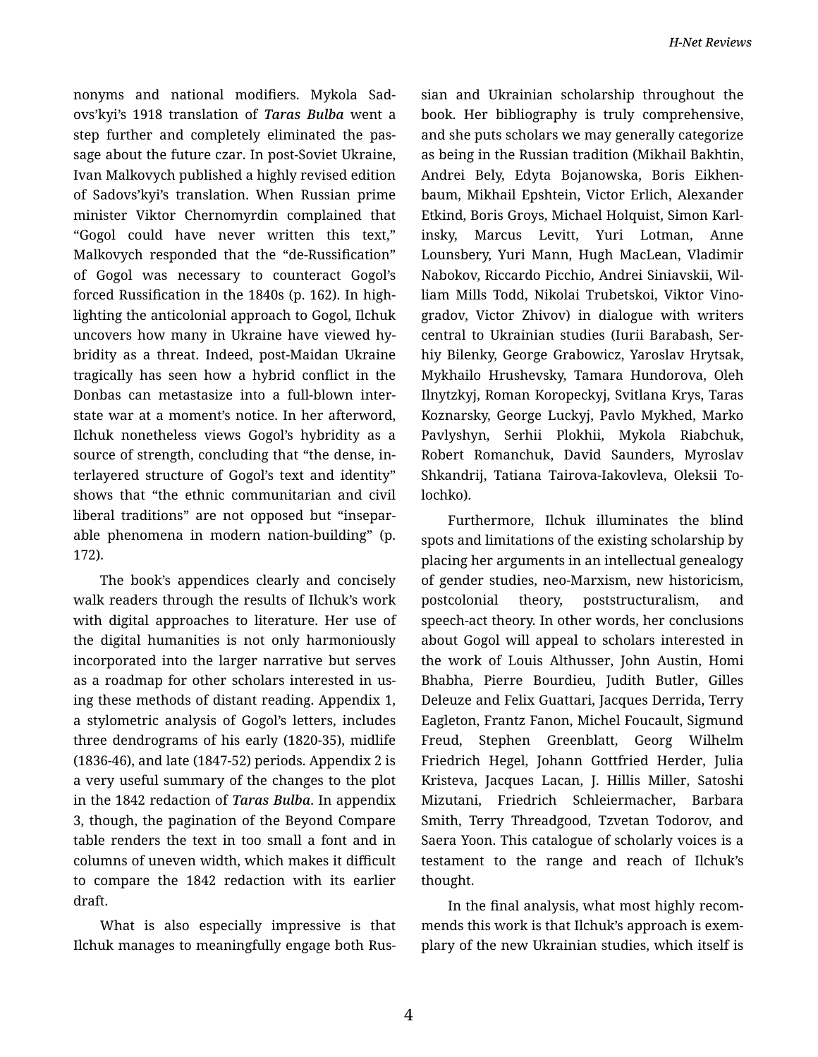nonyms and national modifiers. Mykola Sadovs'kyi's 1918 translation of ***Taras Bulba*** went a step further and completely eliminated the passage about the future czar. In post-Soviet Ukraine, Ivan Malkovych published a highly revised edition of Sadovs'kyi's translation. When Russian prime minister Viktor Chernomyrdin complained that "Gogol could have never written this text," Malkovych responded that the "de-Russification" of Gogol was necessary to counteract Gogol's forced Russification in the 1840s (p. 162). In highlighting the anticolonial approach to Gogol, Ilchuk uncovers how many in Ukraine have viewed hybridity as a threat. Indeed, post-Maidan Ukraine tragically has seen how a hybrid conflict in the Donbas can metastasize into a full-blown interstate war at a moment's notice. In her afterword, Ilchuk nonetheless views Gogol's hybridity as a source of strength, concluding that "the dense, interlayered structure of Gogol's text and identity" shows that "the ethnic communitarian and civil liberal traditions" are not opposed but "inseparable phenomena in modern nation-building" (p. 172).

The book's appendices clearly and concisely walk readers through the results of Ilchuk's work with digital approaches to literature. Her use of the digital humanities is not only harmoniously incorporated into the larger narrative but serves as a roadmap for other scholars interested in using these methods of distant reading. Appendix 1, a stylometric analysis of Gogol's letters, includes three dendrograms of his early (1820-35), midlife (1836-46), and late (1847-52) periods. Appendix 2 is a very useful summary of the changes to the plot in the 1842 redaction of *Taras Bulba*. In appendix 3, though, the pagination of the Beyond Compare table renders the text in too small a font and in columns of uneven width, which makes it difficult to compare the 1842 redaction with its earlier draft.

What is also especially impressive is that Ilchuk manages to meaningfully engage both Russian and Ukrainian scholarship throughout the book. Her bibliography is truly comprehensive, and she puts scholars we may generally categorize as being in the Russian tradition (Mikhail Bakhtin, Andrei Bely, Edyta Bojanowska, Boris Eikhenbaum, Mikhail Epshtein, Victor Erlich, Alexander Etkind, Boris Groys, Michael Holquist, Simon Karlinsky, Marcus Levitt, Yuri Lotman, Anne Lounsbery, Yuri Mann, Hugh MacLean, Vladimir Nabokov, Riccardo Picchio, Andrei Siniavskii, William Mills Todd, Nikolai Trubetskoi, Viktor Vinogradov, Victor Zhivov) in dialogue with writers central to Ukrainian studies (Iurii Barabash, Serhiy Bilenky, George Grabowicz, Yaroslav Hrytsak, Mykhailo Hrushevsky, Tamara Hundorova, Oleh Ilnytzkyj, Roman Koropeckyj, Svitlana Krys, Taras Koznarsky, George Luckyj, Pavlo Mykhed, Marko Pavlyshyn, Serhii Plokhii, Mykola Riabchuk, Robert Romanchuk, David Saunders, Myroslav Shkandrij, Tatiana Tairova-Iakovleva, Oleksii Tolochko).

Furthermore, Ilchuk illuminates the blind spots and limitations of the existing scholarship by placing her arguments in an intellectual genealogy of gender studies, neo-Marxism, new historicism, postcolonial theory, poststructuralism, and speech-act theory. In other words, her conclusions about Gogol will appeal to scholars interested in the work of Louis Althusser, John Austin, Homi Bhabha, Pierre Bourdieu, Judith Butler, Gilles Deleuze and Felix Guattari, Jacques Derrida, Terry Eagleton, Frantz Fanon, Michel Foucault, Sigmund Freud, Stephen Greenblatt, Georg Wilhelm Friedrich Hegel, Johann Gottfried Herder, Julia Kristeva, Jacques Lacan, J. Hillis Miller, Satoshi Mizutani, Friedrich Schleiermacher, Barbara Smith, Terry Threadgood, Tzvetan Todorov, and Saera Yoon. This catalogue of scholarly voices is a testament to the range and reach of Ilchuk's thought.

In the final analysis, what most highly recommends this work is that Ilchuk's approach is exemplary of the new Ukrainian studies, which itself is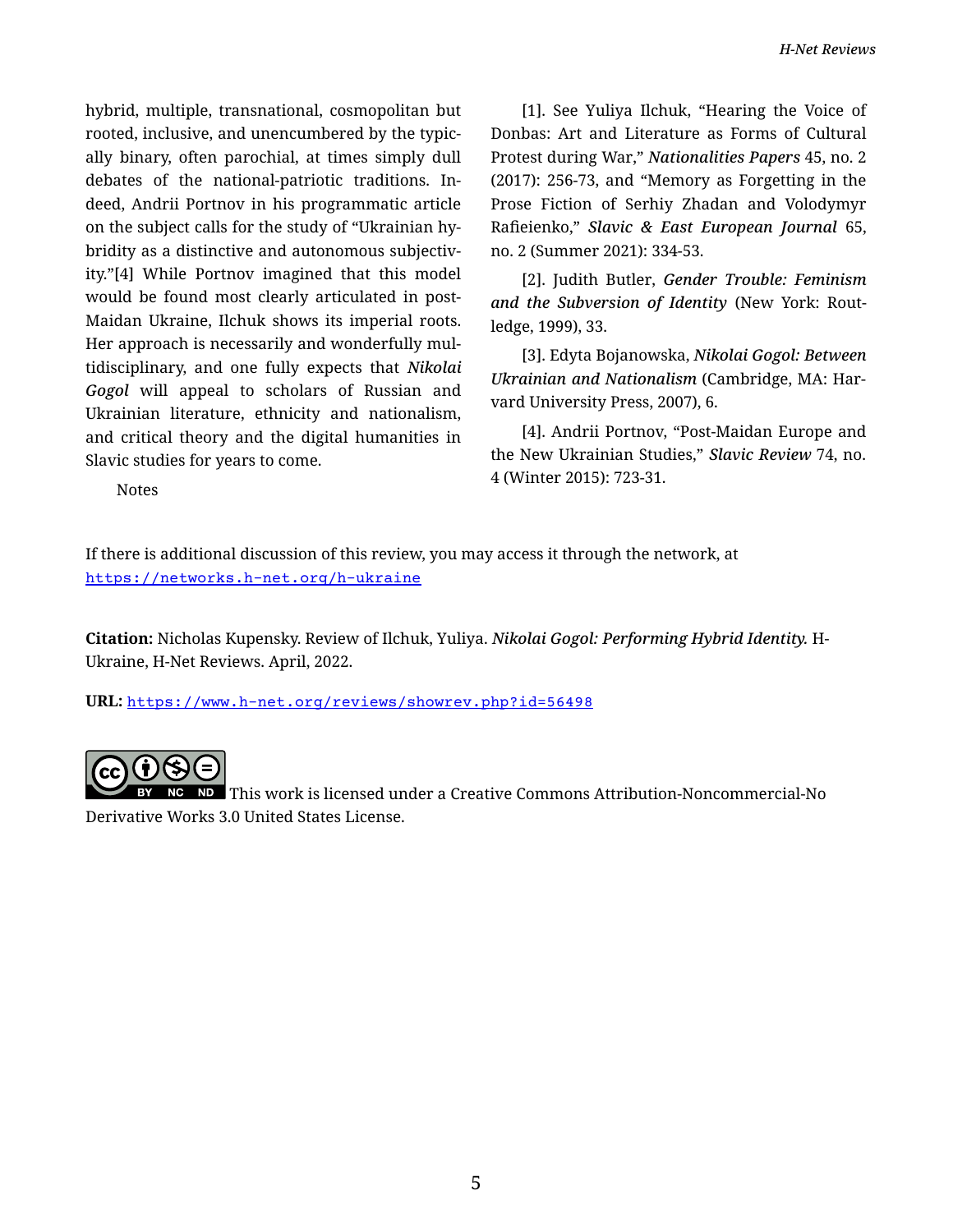hybrid, multiple, transnational, cosmopolitan but rooted, inclusive, and unencumbered by the typically binary, often parochial, at times simply dull debates of the national-patriotic traditions. Indeed, Andrii Portnov in his programmatic article on the subject calls for the study of "Ukrainian hybridity as a distinctive and autonomous subjectivity."[4] While Portnov imagined that this model would be found most clearly articulated in post-Maidan Ukraine, Ilchuk shows its imperial roots. Her approach is necessarily and wonderfully multidisciplinary, and one fully expects that ***Nikolai Gogol*** will appeal to scholars of Russian and Ukrainian literature, ethnicity and nationalism, and critical theory and the digital humanities in Slavic studies for years to come.

Notes

[1]. See Yuliya Ilchuk, "Hearing the Voice of Donbas: Art and Literature as Forms of Cultural Protest during War," ***Nationalities Papers*** 45, no. 2 (2017): 256-73, and "Memory as Forgetting in the Prose Fiction of Serhiy Zhadan and Volodymyr Rafieienko," ***Slavic & East European Journal*** 65, no. 2 (Summer 2021): 334-53.

[2]. Judith Butler, ***Gender Trouble: Feminism and the Subversion of Identity*** (New York: Routledge, 1999), 33.

[3]. Edyta Bojanowska, ***Nikolai Gogol: Between Ukrainian and Nationalism*** (Cambridge, MA: Harvard University Press, 2007), 6.

[4]. Andrii Portnov, "Post-Maidan Europe and the New Ukrainian Studies," ***Slavic Review*** 74, no. 4 (Winter 2015): 723-31.

If there is additional discussion of this review, you may access it through the network, at https://networks.h-net.org/h-ukraine

**Citation:** Nicholas Kupensky. Review of Ilchuk, Yuliya. ***Nikolai Gogol: Performing Hybrid Identity.*** H-Ukraine, H-Net Reviews. April, 2022.

**URL:** https://www.h-net.org/reviews/showrev.php?id=56498

This work is licensed under a Creative Commons Attribution-Noncommercial-No Derivative Works 3.0 United States License.